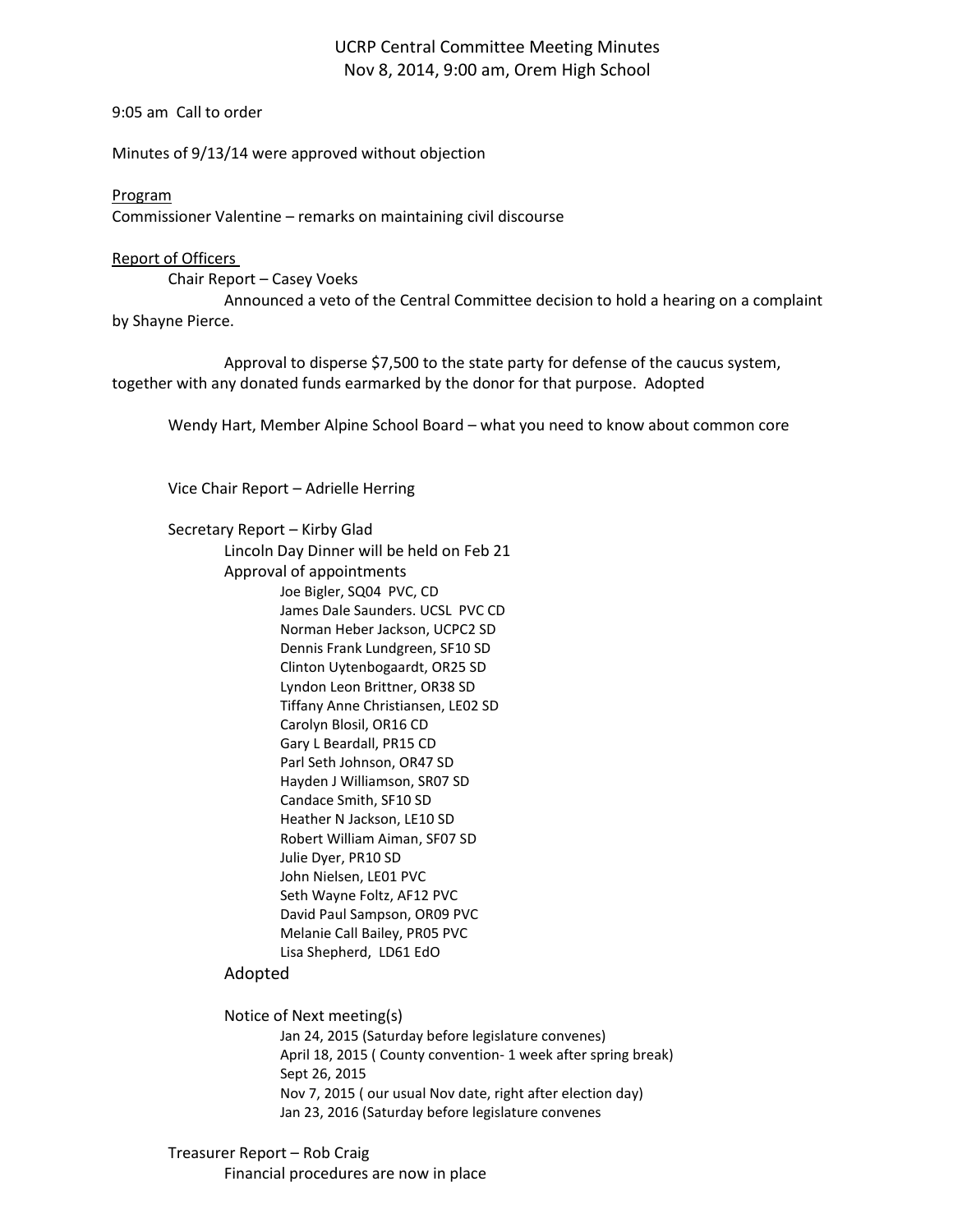# UCRP Central Committee Meeting Minutes
## Nov 8, 2014, 9:00 am, Orem High School

9:05 am Call to order

Minutes of 9/13/14 were approved without objection

Program

Commissioner Valentine – remarks on maintaining civil discourse

Report of Officers

Chair Report – Casey Voeks

Announced a veto of the Central Committee decision to hold a hearing on a complaint by Shayne Pierce.

Approval to disperse $7,500 to the state party for defense of the caucus system, together with any donated funds earmarked by the donor for that purpose. Adopted

Wendy Hart, Member Alpine School Board – what you need to know about common core

Vice Chair Report – Adrielle Herring

Secretary Report – Kirby Glad

Lincoln Day Dinner will be held on Feb 21

Approval of appointments

- Joe Bigler, SQ04 PVC, CD
- James Dale Saunders. UCSL PVC CD
- Norman Heber Jackson, UCPC2 SD
- Dennis Frank Lundgreen, SF10 SD
- Clinton Uytenbogaardt, OR25 SD
- Lyndon Leon Brittner, OR38 SD
- Tiffany Anne Christiansen, LE02 SD
- Carolyn Blosil, OR16 CD
- Gary L Beardall, PR15 CD
- Parl Seth Johnson, OR47 SD
- Hayden J Williamson, SR07 SD
- Candace Smith, SF10 SD
- Heather N Jackson, LE10 SD
- Robert William Aiman, SF07 SD
- Julie Dyer, PR10 SD
- John Nielsen, LE01 PVC
- Seth Wayne Foltz, AF12 PVC
- David Paul Sampson, OR09 PVC
- Melanie Call Bailey, PR05 PVC
- Lisa Shepherd, LD61 EdO

Adopted

Notice of Next meeting(s)

- Jan 24, 2015 (Saturday before legislature convenes)
- April 18, 2015 ( County convention- 1 week after spring break)
- Sept 26, 2015
- Nov 7, 2015 ( our usual Nov date, right after election day)
- Jan 23, 2016 (Saturday before legislature convenes

Treasurer Report – Rob Craig

Financial procedures are now in place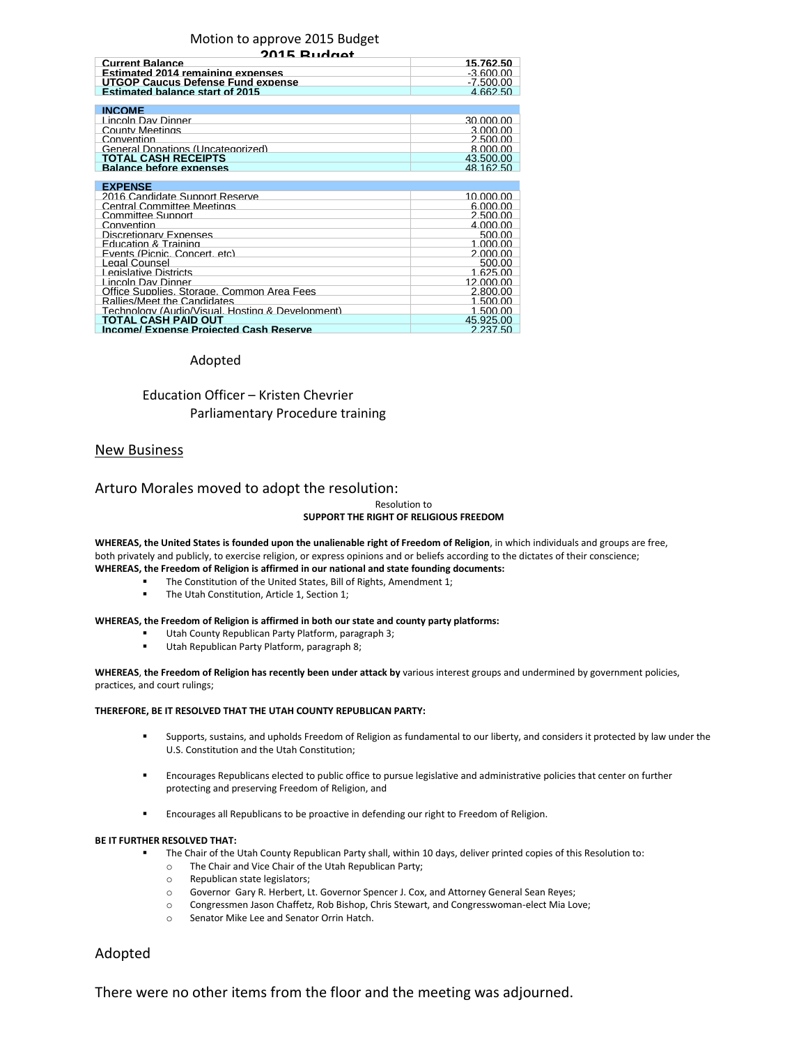Motion to approve 2015 Budget

**2015 Budget**

| | |
|---|---|
| **Current Balance** | **15,762.50** |
| **Estimated 2014 remaining expenses** | -3,600.00 |
| **UTGOP Caucus Defense Fund expense** | -7,500.00 |
| **Estimated balance start of 2015** | 4,662.50 |
| **INCOME** | |
| Lincoln Day Dinner | 30,000.00 |
| County Meetings | 3,000.00 |
| Convention | 2,500.00 |
| General Donations (Uncategorized) | 8,000.00 |
| **TOTAL CASH RECEIPTS** | 43,500.00 |
| **Balance before expenses** | 48,162.50 |
| **EXPENSE** | |
| 2016 Candidate Support Reserve | 10,000.00 |
| Central Committee Meetings | 6,000.00 |
| Committee Support | 2,500.00 |
| Convention | 4,000.00 |
| Discretionary Expenses | 500.00 |
| Education & Training | 1,000.00 |
| Events (Picnic, Concert, etc) | 2,000.00 |
| Legal Counsel | 500.00 |
| Legislative Districts | 1,625.00 |
| Lincoln Day Dinner | 12,000.00 |
| Office Supplies, Storage, Common Area Fees | 2,800.00 |
| Rallies/Meet the Candidates | 1,500.00 |
| Technology (Audio/Visual, Hosting & Development) | 1,500.00 |
| **TOTAL CASH PAID OUT** | 45,925.00 |
| **Income/ Expense Projected Cash Reserve** | 2,237.50 |

Adopted

Education Officer – Kristen Chevrier

Parliamentary Procedure training

## New Business

Arturo Morales moved to adopt the resolution:

Resolution to
**SUPPORT THE RIGHT OF RELIGIOUS FREEDOM**

**WHEREAS, the United States is founded upon the unalienable right of Freedom of Religion**, in which individuals and groups are free, both privately and publicly, to exercise religion, or express opinions and or beliefs according to the dictates of their conscience;

**WHEREAS, the Freedom of Religion is affirmed in our national and state founding documents:**

- The Constitution of the United States, Bill of Rights, Amendment 1;
- The Utah Constitution, Article 1, Section 1;

**WHEREAS, the Freedom of Religion is affirmed in both our state and county party platforms:**

- Utah County Republican Party Platform, paragraph 3;
- Utah Republican Party Platform, paragraph 8;

**WHEREAS**, **the Freedom of Religion has recently been under attack by** various interest groups and undermined by government policies, practices, and court rulings;

**THEREFORE, BE IT RESOLVED THAT THE UTAH COUNTY REPUBLICAN PARTY:**

- Supports, sustains, and upholds Freedom of Religion as fundamental to our liberty, and considers it protected by law under the U.S. Constitution and the Utah Constitution;
- Encourages Republicans elected to public office to pursue legislative and administrative policies that center on further protecting and preserving Freedom of Religion, and
- Encourages all Republicans to be proactive in defending our right to Freedom of Religion.

**BE IT FURTHER RESOLVED THAT:**

- The Chair of the Utah County Republican Party shall, within 10 days, deliver printed copies of this Resolution to:
  - The Chair and Vice Chair of the Utah Republican Party;
  - Republican state legislators;
  - Governor Gary R. Herbert, Lt. Governor Spencer J. Cox, and Attorney General Sean Reyes;
  - Congressmen Jason Chaffetz, Rob Bishop, Chris Stewart, and Congresswoman-elect Mia Love;
  - Senator Mike Lee and Senator Orrin Hatch.

Adopted

There were no other items from the floor and the meeting was adjourned.